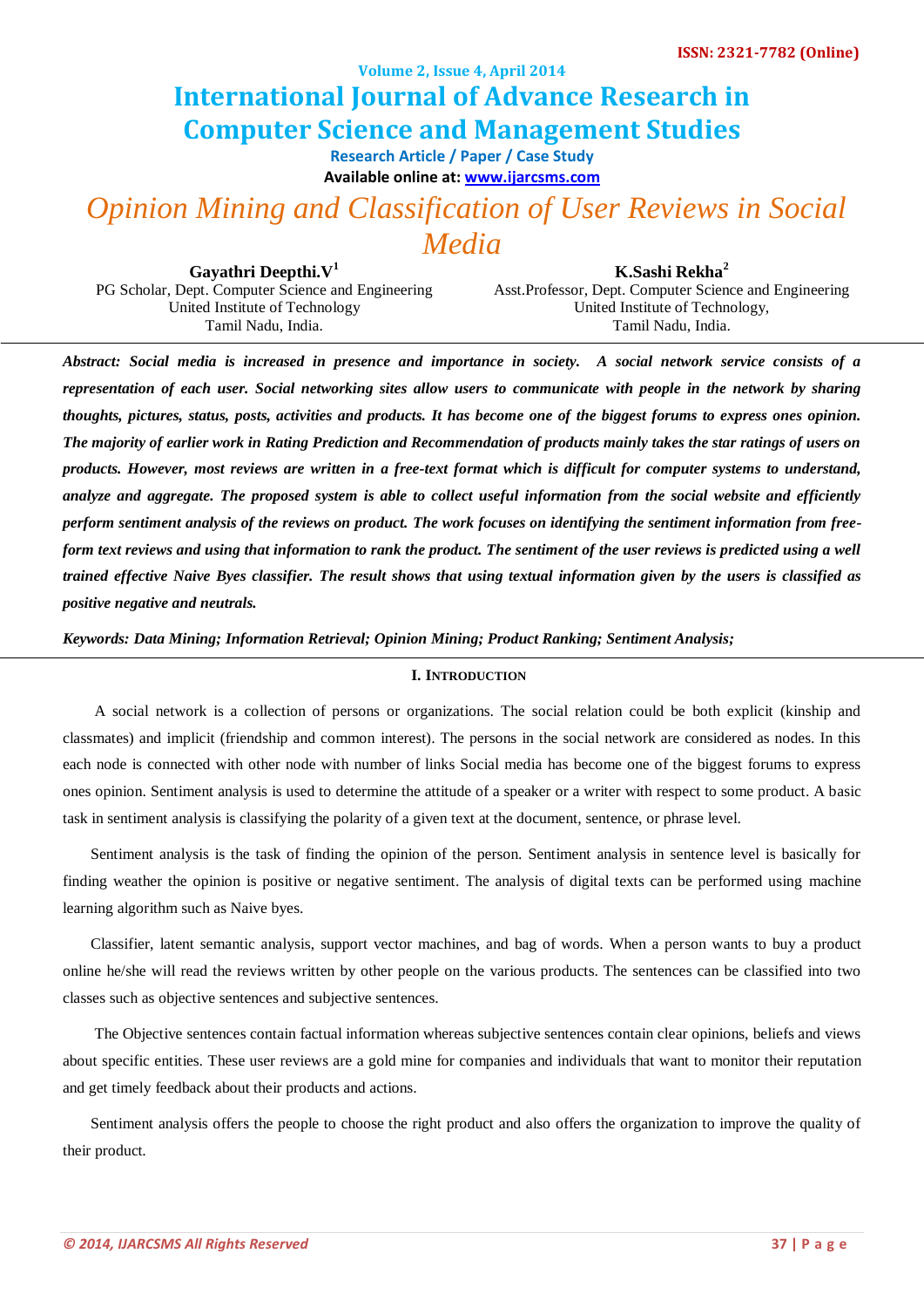ISSN: 2321-7782 (Online)

Volume 2, Issue 4, April 2014

# International Journal of Advance Research in Computer Science and Management Studies

Research Article / Paper / Case Study

Available online at: www.ijarcsms.com

# *Opinion Mining and Classification of User Reviews in Social Media*

**Gayathri Deepthi.V**[1]
PG Scholar, Dept. Computer Science and Engineering
United Institute of Technology
Tamil Nadu, India.

**K.Sashi Rekha**[2]
Asst.Professor, Dept. Computer Science and Engineering
United Institute of Technology,
Tamil Nadu, India.

***Abstract: Social media is increased in presence and importance in society. A social network service consists of a representation of each user. Social networking sites allow users to communicate with people in the network by sharing thoughts, pictures, status, posts, activities and products. It has become one of the biggest forums to express ones opinion. The majority of earlier work in Rating Prediction and Recommendation of products mainly takes the star ratings of users on products. However, most reviews are written in a free-text format which is difficult for computer systems to understand, analyze and aggregate. The proposed system is able to collect useful information from the social website and efficiently perform sentiment analysis of the reviews on product. The work focuses on identifying the sentiment information from free-form text reviews and using that information to rank the product. The sentiment of the user reviews is predicted using a well trained effective Naive Byes classifier. The result shows that using textual information given by the users is classified as positive negative and neutrals.***

***Keywords: Data Mining; Information Retrieval; Opinion Mining; Product Ranking; Sentiment Analysis;***

## I. INTRODUCTION

A social network is a collection of persons or organizations. The social relation could be both explicit (kinship and classmates) and implicit (friendship and common interest). The persons in the social network are considered as nodes. In this each node is connected with other node with number of links Social media has become one of the biggest forums to express ones opinion. Sentiment analysis is used to determine the attitude of a speaker or a writer with respect to some product. A basic task in sentiment analysis is classifying the polarity of a given text at the document, sentence, or phrase level.

Sentiment analysis is the task of finding the opinion of the person. Sentiment analysis in sentence level is basically for finding weather the opinion is positive or negative sentiment. The analysis of digital texts can be performed using machine learning algorithm such as Naive byes.

Classifier, latent semantic analysis, support vector machines, and bag of words. When a person wants to buy a product online he/she will read the reviews written by other people on the various products. The sentences can be classified into two classes such as objective sentences and subjective sentences.

The Objective sentences contain factual information whereas subjective sentences contain clear opinions, beliefs and views about specific entities. These user reviews are a gold mine for companies and individuals that want to monitor their reputation and get timely feedback about their products and actions.

Sentiment analysis offers the people to choose the right product and also offers the organization to improve the quality of their product.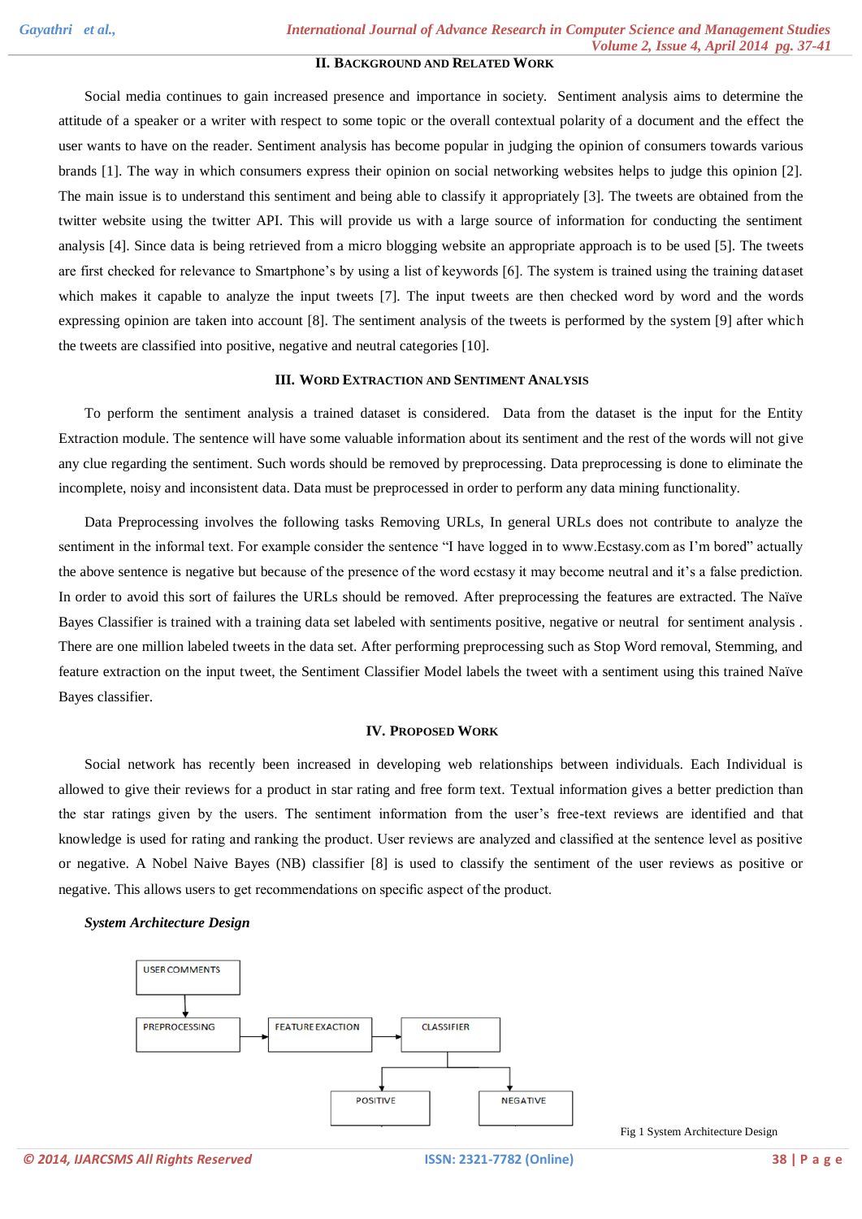## II. Background and Related Work

Social media continues to gain increased presence and importance in society. Sentiment analysis aims to determine the attitude of a speaker or a writer with respect to some topic or the overall contextual polarity of a document and the effect the user wants to have on the reader. Sentiment analysis has become popular in judging the opinion of consumers towards various brands [1]. The way in which consumers express their opinion on social networking websites helps to judge this opinion [2]. The main issue is to understand this sentiment and being able to classify it appropriately [3]. The tweets are obtained from the twitter website using the twitter API. This will provide us with a large source of information for conducting the sentiment analysis [4]. Since data is being retrieved from a micro blogging website an appropriate approach is to be used [5]. The tweets are first checked for relevance to Smartphone's by using a list of keywords [6]. The system is trained using the training dataset which makes it capable to analyze the input tweets [7]. The input tweets are then checked word by word and the words expressing opinion are taken into account [8]. The sentiment analysis of the tweets is performed by the system [9] after which the tweets are classified into positive, negative and neutral categories [10].

## III. Word Extraction and Sentiment Analysis

To perform the sentiment analysis a trained dataset is considered. Data from the dataset is the input for the Entity Extraction module. The sentence will have some valuable information about its sentiment and the rest of the words will not give any clue regarding the sentiment. Such words should be removed by preprocessing. Data preprocessing is done to eliminate the incomplete, noisy and inconsistent data. Data must be preprocessed in order to perform any data mining functionality.

Data Preprocessing involves the following tasks Removing URLs, In general URLs does not contribute to analyze the sentiment in the informal text. For example consider the sentence "I have logged in to www.Ecstasy.com as I'm bored" actually the above sentence is negative but because of the presence of the word ecstasy it may become neutral and it's a false prediction. In order to avoid this sort of failures the URLs should be removed. After preprocessing the features are extracted. The Naïve Bayes Classifier is trained with a training data set labeled with sentiments positive, negative or neutral for sentiment analysis . There are one million labeled tweets in the data set. After performing preprocessing such as Stop Word removal, Stemming, and feature extraction on the input tweet, the Sentiment Classifier Model labels the tweet with a sentiment using this trained Naïve Bayes classifier.

## IV. Proposed Work

Social network has recently been increased in developing web relationships between individuals. Each Individual is allowed to give their reviews for a product in star rating and free form text. Textual information gives a better prediction than the star ratings given by the users. The sentiment information from the user's free-text reviews are identified and that knowledge is used for rating and ranking the product. User reviews are analyzed and classified at the sentence level as positive or negative. A Nobel Naive Bayes (NB) classifier [8] is used to classify the sentiment of the user reviews as positive or negative. This allows users to get recommendations on specific aspect of the product.

### *System Architecture Design*

USER COMMENTS → PREPROCESSING → FEATURE EXACTION → CLASSIFIER → POSITIVE / NEGATIVE

Fig 1 System Architecture Design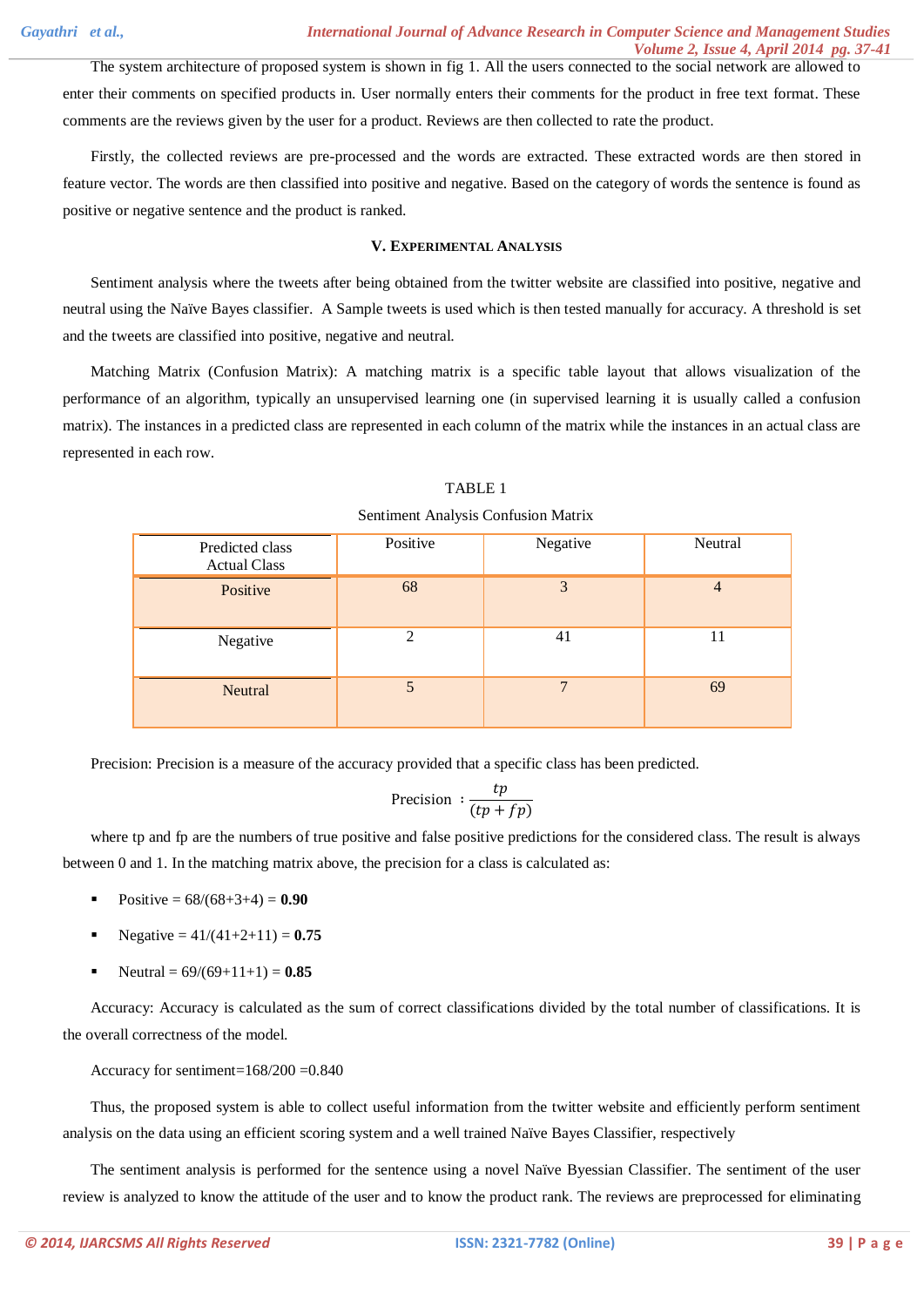The system architecture of proposed system is shown in fig 1. All the users connected to the social network are allowed to enter their comments on specified products in. User normally enters their comments for the product in free text format. These comments are the reviews given by the user for a product. Reviews are then collected to rate the product.

Firstly, the collected reviews are pre-processed and the words are extracted. These extracted words are then stored in feature vector. The words are then classified into positive and negative. Based on the category of words the sentence is found as positive or negative sentence and the product is ranked.

## V. Experimental Analysis

Sentiment analysis where the tweets after being obtained from the twitter website are classified into positive, negative and neutral using the Naïve Bayes classifier. A Sample tweets is used which is then tested manually for accuracy. A threshold is set and the tweets are classified into positive, negative and neutral.

Matching Matrix (Confusion Matrix): A matching matrix is a specific table layout that allows visualization of the performance of an algorithm, typically an unsupervised learning one (in supervised learning it is usually called a confusion matrix). The instances in a predicted class are represented in each column of the matrix while the instances in an actual class are represented in each row.

TABLE 1

Sentiment Analysis Confusion Matrix

| Predicted class / Actual Class | Positive | Negative | Neutral |
|---|---|---|---|
| Positive | 68 | 3 | 4 |
| Negative | 2 | 41 | 11 |
| Neutral | 5 | 7 | 69 |

Precision: Precision is a measure of the accuracy provided that a specific class has been predicted.

$$\text{Precision } : \frac{tp}{(tp + fp)}$$

where tp and fp are the numbers of true positive and false positive predictions for the considered class. The result is always between 0 and 1. In the matching matrix above, the precision for a class is calculated as:

- Positive = 68/(68+3+4) = **0.90**
- Negative = 41/(41+2+11) = **0.75**
- Neutral = 69/(69+11+1) = **0.85**

Accuracy: Accuracy is calculated as the sum of correct classifications divided by the total number of classifications. It is the overall correctness of the model.

Accuracy for sentiment=168/200 =0.840

Thus, the proposed system is able to collect useful information from the twitter website and efficiently perform sentiment analysis on the data using an efficient scoring system and a well trained Naïve Bayes Classifier, respectively

The sentiment analysis is performed for the sentence using a novel Naïve Byessian Classifier. The sentiment of the user review is analyzed to know the attitude of the user and to know the product rank. The reviews are preprocessed for eliminating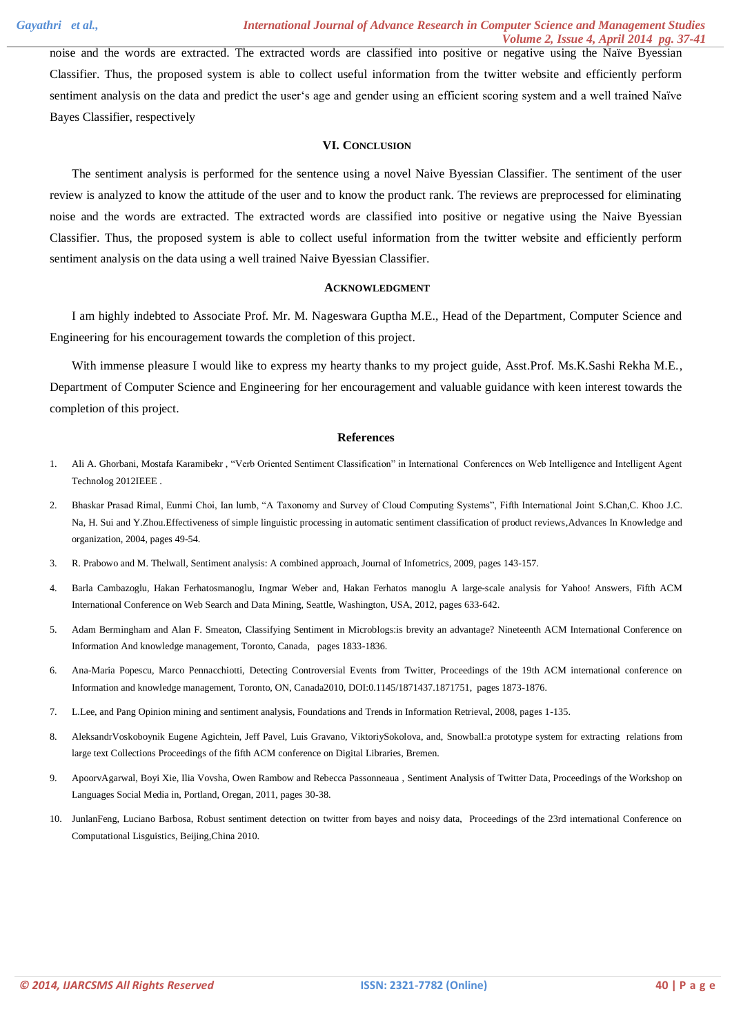noise and the words are extracted. The extracted words are classified into positive or negative using the Naïve Byessian Classifier. Thus, the proposed system is able to collect useful information from the twitter website and efficiently perform sentiment analysis on the data and predict the user‵s age and gender using an efficient scoring system and a well trained Naïve Bayes Classifier, respectively

## VI. Conclusion

The sentiment analysis is performed for the sentence using a novel Naive Byessian Classifier. The sentiment of the user review is analyzed to know the attitude of the user and to know the product rank. The reviews are preprocessed for eliminating noise and the words are extracted. The extracted words are classified into positive or negative using the Naive Byessian Classifier. Thus, the proposed system is able to collect useful information from the twitter website and efficiently perform sentiment analysis on the data using a well trained Naive Byessian Classifier.

## Acknowledgment

I am highly indebted to Associate Prof. Mr. M. Nageswara Guptha M.E., Head of the Department, Computer Science and Engineering for his encouragement towards the completion of this project.

With immense pleasure I would like to express my hearty thanks to my project guide, Asst.Prof. Ms.K.Sashi Rekha M.E., Department of Computer Science and Engineering for her encouragement and valuable guidance with keen interest towards the completion of this project.

## References

1. Ali A. Ghorbani, Mostafa Karamibekr , "Verb Oriented Sentiment Classification" in International Conferences on Web Intelligence and Intelligent Agent Technolog 2012IEEE .
2. Bhaskar Prasad Rimal, Eunmi Choi, Ian lumb, "A Taxonomy and Survey of Cloud Computing Systems", Fifth International Joint S.Chan,C. Khoo J.C. Na, H. Sui and Y.Zhou.Effectiveness of simple linguistic processing in automatic sentiment classification of product reviews,Advances In Knowledge and organization, 2004, pages 49-54.
3. R. Prabowo and M. Thelwall, Sentiment analysis: A combined approach, Journal of Infometrics, 2009, pages 143-157.
4. Barla Cambazoglu, Hakan Ferhatosmanoglu, Ingmar Weber and, Hakan Ferhatos manoglu A large-scale analysis for Yahoo! Answers, Fifth ACM International Conference on Web Search and Data Mining, Seattle, Washington, USA, 2012, pages 633-642.
5. Adam Bermingham and Alan F. Smeaton, Classifying Sentiment in Microblogs:is brevity an advantage? Nineteenth ACM International Conference on Information And knowledge management, Toronto, Canada, pages 1833-1836.
6. Ana-Maria Popescu, Marco Pennacchiotti, Detecting Controversial Events from Twitter, Proceedings of the 19th ACM international conference on Information and knowledge management, Toronto, ON, Canada2010, DOI:0.1145/1871437.1871751, pages 1873-1876.
7. L.Lee, and Pang Opinion mining and sentiment analysis, Foundations and Trends in Information Retrieval, 2008, pages 1-135.
8. AleksandrVoskoboynik Eugene Agichtein, Jeff Pavel, Luis Gravano, ViktoriySokolova, and, Snowball:a prototype system for extracting relations from large text Collections Proceedings of the fifth ACM conference on Digital Libraries, Bremen.
9. ApoorvAgarwal, Boyi Xie, Ilia Vovsha, Owen Rambow and Rebecca Passonneaua , Sentiment Analysis of Twitter Data, Proceedings of the Workshop on Languages Social Media in, Portland, Oregan, 2011, pages 30-38.
10. JunlanFeng, Luciano Barbosa, Robust sentiment detection on twitter from bayes and noisy data, Proceedings of the 23rd international Conference on Computational Lisguistics, Beijing,China 2010.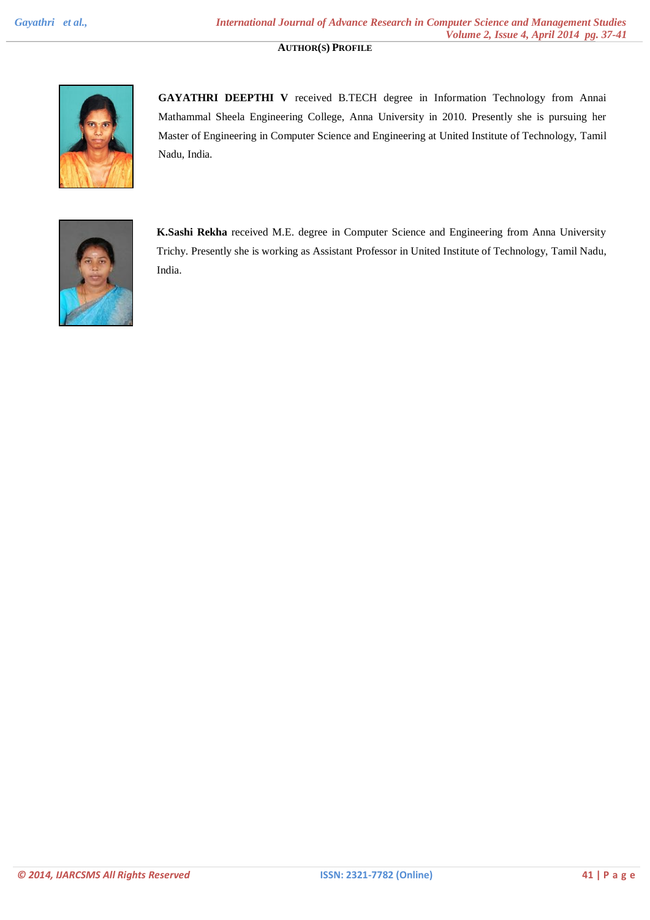**AUTHOR(S) PROFILE**

**GAYATHRI DEEPTHI V** received B.TECH degree in Information Technology from Annai Mathammal Sheela Engineering College, Anna University in 2010. Presently she is pursuing her Master of Engineering in Computer Science and Engineering at United Institute of Technology, Tamil Nadu, India.

**K.Sashi Rekha** received M.E. degree in Computer Science and Engineering from Anna University Trichy. Presently she is working as Assistant Professor in United Institute of Technology, Tamil Nadu, India.